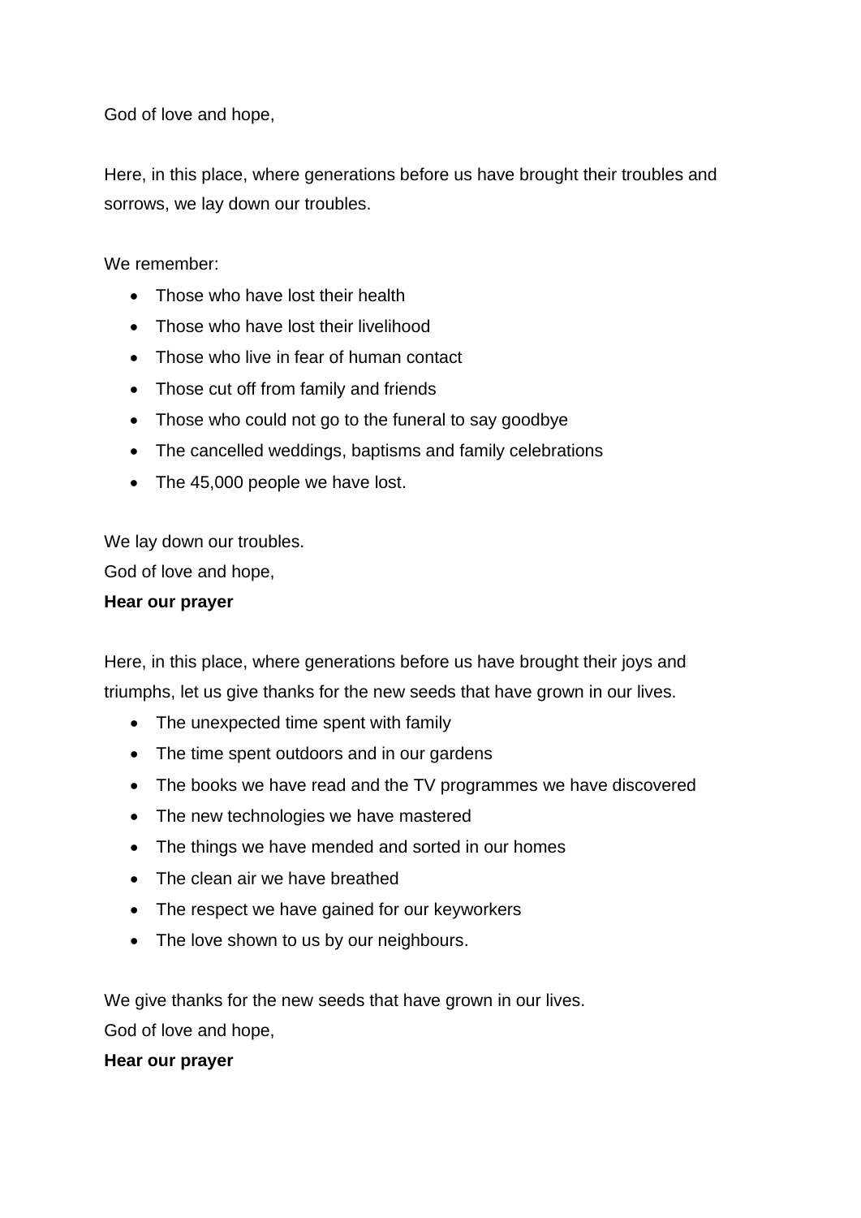God of love and hope,

Here, in this place, where generations before us have brought their troubles and sorrows, we lay down our troubles.

We remember:

- Those who have lost their health
- Those who have lost their livelihood
- Those who live in fear of human contact
- Those cut off from family and friends
- Those who could not go to the funeral to say goodbye
- The cancelled weddings, baptisms and family celebrations
- The 45,000 people we have lost.

We lay down our troubles.
God of love and hope,
**Hear our prayer**

Here, in this place, where generations before us have brought their joys and triumphs, let us give thanks for the new seeds that have grown in our lives.

- The unexpected time spent with family
- The time spent outdoors and in our gardens
- The books we have read and the TV programmes we have discovered
- The new technologies we have mastered
- The things we have mended and sorted in our homes
- The clean air we have breathed
- The respect we have gained for our keyworkers
- The love shown to us by our neighbours.

We give thanks for the new seeds that have grown in our lives.
God of love and hope,
**Hear our prayer**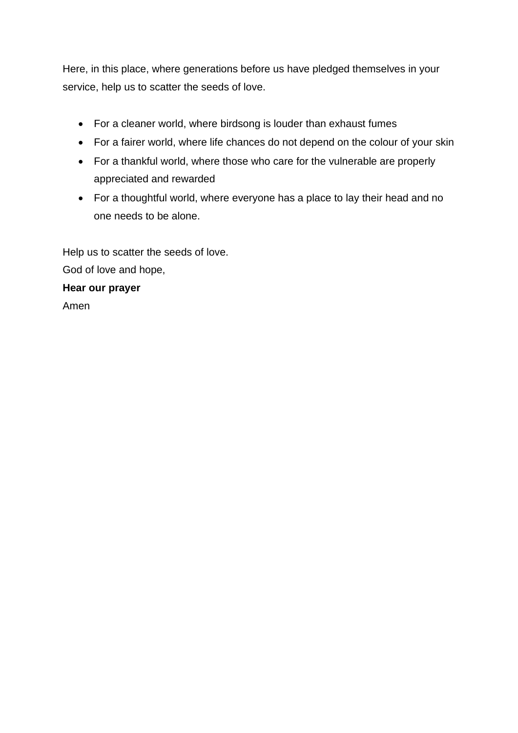Here, in this place, where generations before us have pledged themselves in your service, help us to scatter the seeds of love.

- For a cleaner world, where birdsong is louder than exhaust fumes
- For a fairer world, where life chances do not depend on the colour of your skin
- For a thankful world, where those who care for the vulnerable are properly appreciated and rewarded
- For a thoughtful world, where everyone has a place to lay their head and no one needs to be alone.

Help us to scatter the seeds of love.  
God of love and hope,  
**Hear our prayer**  
Amen